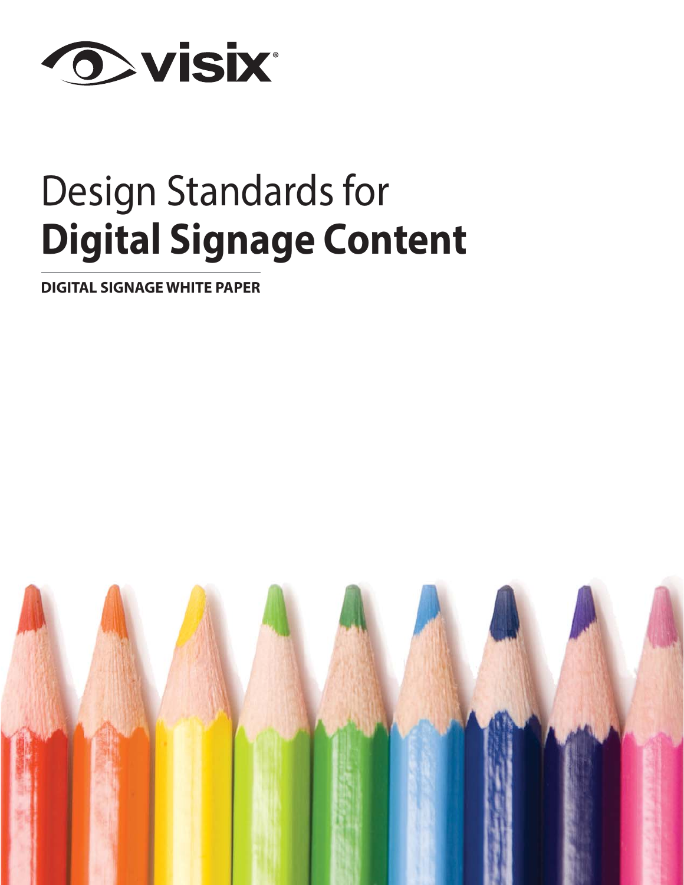visix

# Design Standards for **Digital Signage Content**

**DIGITAL SIGNAGE WHITE PAPER**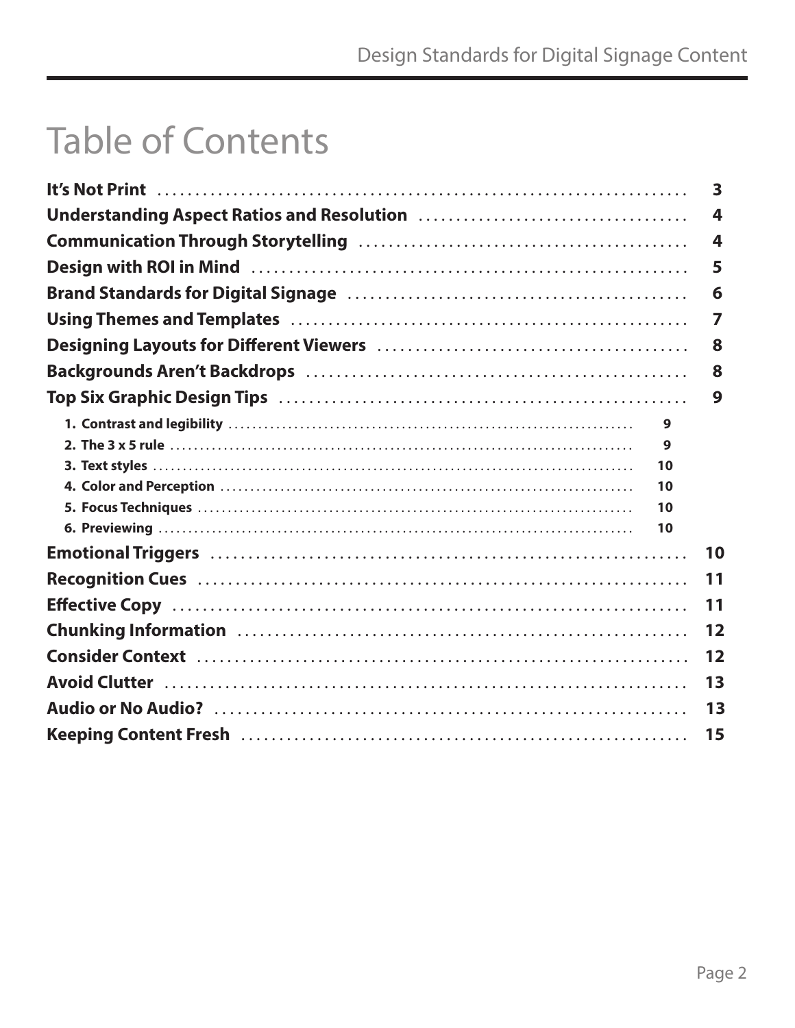# Table of Contents

| | |
|---|---|
| **It's Not Print** | **3** |
| **Understanding Aspect Ratios and Resolution** | **4** |
| **Communication Through Storytelling** | **4** |
| **Design with ROI in Mind** | **5** |
| **Brand Standards for Digital Signage** | **6** |
| **Using Themes and Templates** | **7** |
| **Designing Layouts for Different Viewers** | **8** |
| **Backgrounds Aren't Backdrops** | **8** |
| **Top Six Graphic Design Tips** | **9** |
| 1. Contrast and legibility | 9 |
| 2. The 3 x 5 rule | 9 |
| 3. Text styles | 10 |
| 4. Color and Perception | 10 |
| 5. Focus Techniques | 10 |
| 6. Previewing | 10 |
| **Emotional Triggers** | **10** |
| **Recognition Cues** | **11** |
| **Effective Copy** | **11** |
| **Chunking Information** | **12** |
| **Consider Context** | **12** |
| **Avoid Clutter** | **13** |
| **Audio or No Audio?** | **13** |
| **Keeping Content Fresh** | **15** |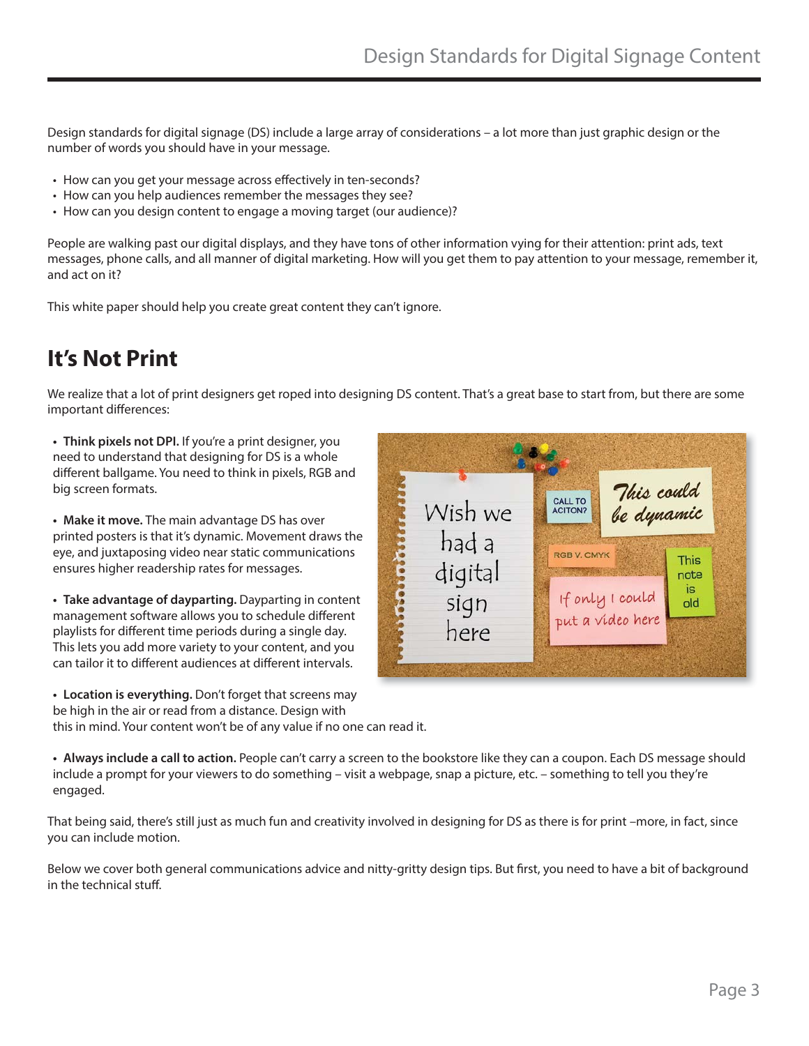Design standards for digital signage (DS) include a large array of considerations – a lot more than just graphic design or the number of words you should have in your message.

- How can you get your message across effectively in ten-seconds?
- How can you help audiences remember the messages they see?
- How can you design content to engage a moving target (our audience)?

People are walking past our digital displays, and they have tons of other information vying for their attention: print ads, text messages, phone calls, and all manner of digital marketing. How will you get them to pay attention to your message, remember it, and act on it?

This white paper should help you create great content they can't ignore.

## It's Not Print

We realize that a lot of print designers get roped into designing DS content. That's a great base to start from, but there are some important differences:

- **Think pixels not DPI.** If you're a print designer, you need to understand that designing for DS is a whole different ballgame. You need to think in pixels, RGB and big screen formats.

- **Make it move.** The main advantage DS has over printed posters is that it's dynamic. Movement draws the eye, and juxtaposing video near static communications ensures higher readership rates for messages.

- **Take advantage of dayparting.** Dayparting in content management software allows you to schedule different playlists for different time periods during a single day. This lets you add more variety to your content, and you can tailor it to different audiences at different intervals.

- **Location is everything.** Don't forget that screens may be high in the air or read from a distance. Design with this in mind. Your content won't be of any value if no one can read it.

- **Always include a call to action.** People can't carry a screen to the bookstore like they can a coupon. Each DS message should include a prompt for your viewers to do something – visit a webpage, snap a picture, etc. – something to tell you they're engaged.

That being said, there's still just as much fun and creativity involved in designing for DS as there is for print –more, in fact, since you can include motion.

Below we cover both general communications advice and nitty-gritty design tips. But first, you need to have a bit of background in the technical stuff.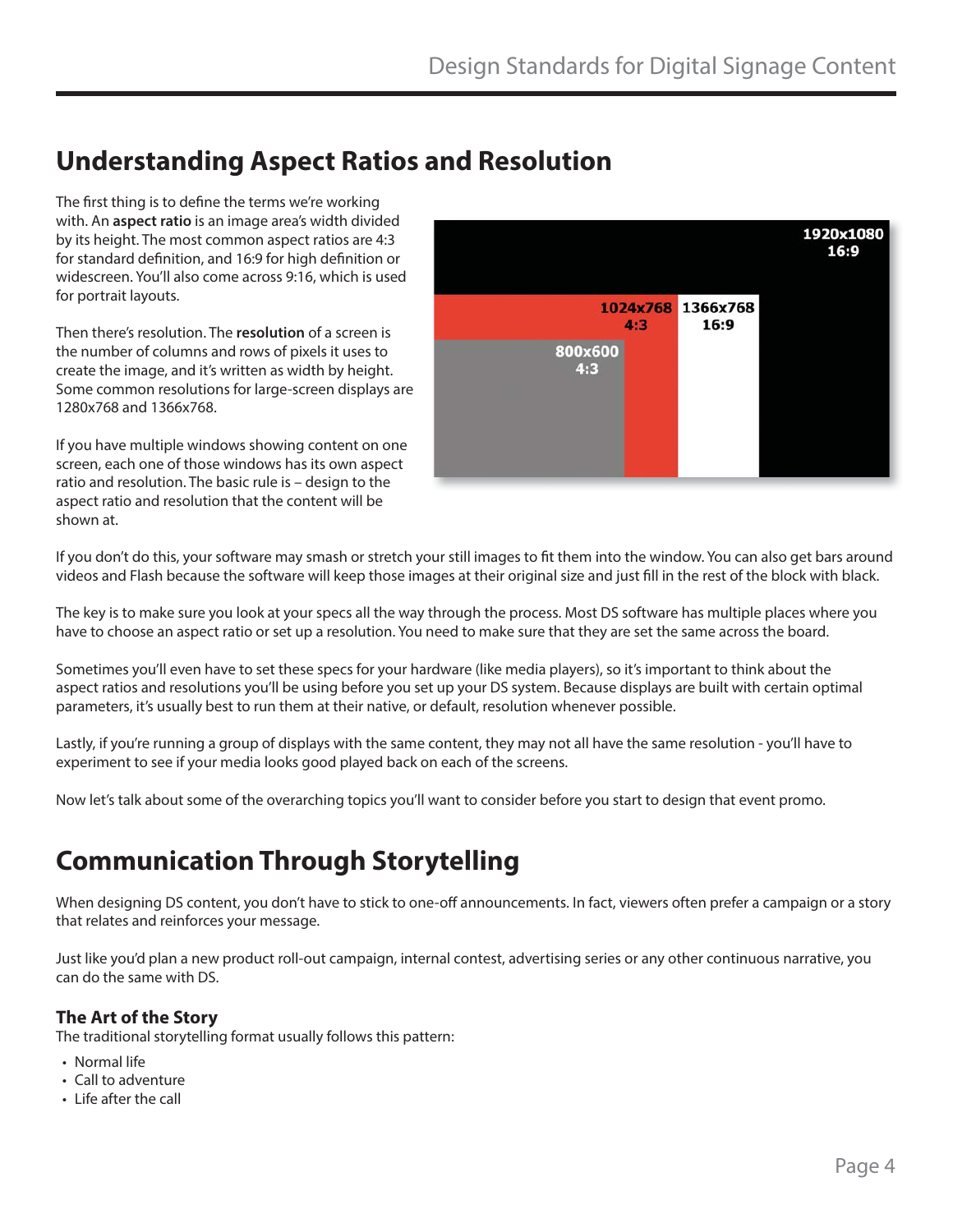## Understanding Aspect Ratios and Resolution

The first thing is to define the terms we're working with. An **aspect ratio** is an image area's width divided by its height. The most common aspect ratios are 4:3 for standard definition, and 16:9 for high definition or widescreen. You'll also come across 9:16, which is used for portrait layouts.

Then there's resolution. The **resolution** of a screen is the number of columns and rows of pixels it uses to create the image, and it's written as width by height. Some common resolutions for large-screen displays are 1280x768 and 1366x768.

If you have multiple windows showing content on one screen, each one of those windows has its own aspect ratio and resolution. The basic rule is – design to the aspect ratio and resolution that the content will be shown at.

If you don't do this, your software may smash or stretch your still images to fit them into the window. You can also get bars around videos and Flash because the software will keep those images at their original size and just fill in the rest of the block with black.

The key is to make sure you look at your specs all the way through the process. Most DS software has multiple places where you have to choose an aspect ratio or set up a resolution. You need to make sure that they are set the same across the board.

Sometimes you'll even have to set these specs for your hardware (like media players), so it's important to think about the aspect ratios and resolutions you'll be using before you set up your DS system. Because displays are built with certain optimal parameters, it's usually best to run them at their native, or default, resolution whenever possible.

Lastly, if you're running a group of displays with the same content, they may not all have the same resolution - you'll have to experiment to see if your media looks good played back on each of the screens.

Now let's talk about some of the overarching topics you'll want to consider before you start to design that event promo.

## Communication Through Storytelling

When designing DS content, you don't have to stick to one-off announcements. In fact, viewers often prefer a campaign or a story that relates and reinforces your message.

Just like you'd plan a new product roll-out campaign, internal contest, advertising series or any other continuous narrative, you can do the same with DS.

### The Art of the Story

The traditional storytelling format usually follows this pattern:

- Normal life
- Call to adventure
- Life after the call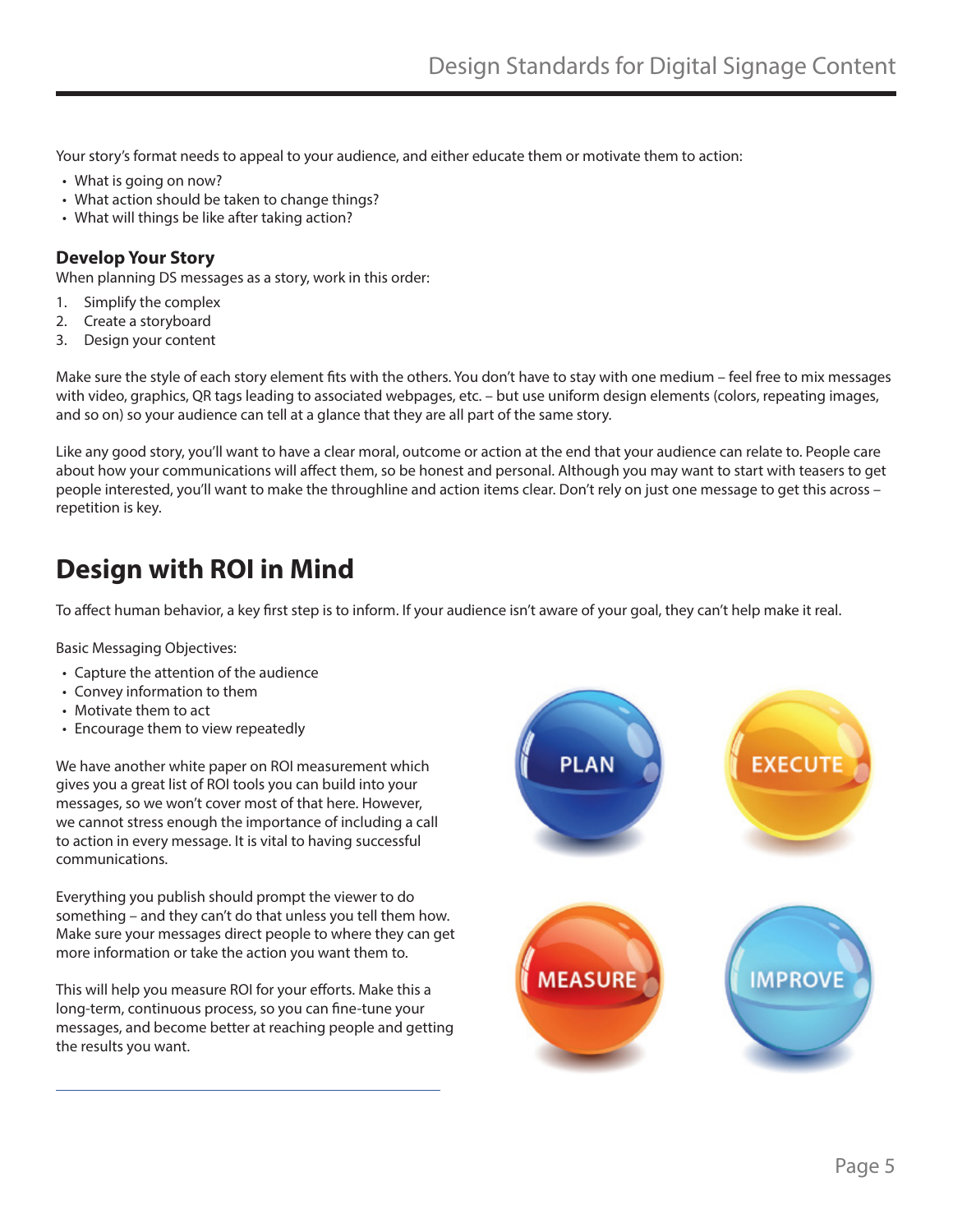Your story's format needs to appeal to your audience, and either educate them or motivate them to action:

- What is going on now?
- What action should be taken to change things?
- What will things be like after taking action?

### Develop Your Story

When planning DS messages as a story, work in this order:

1. Simplify the complex
2. Create a storyboard
3. Design your content

Make sure the style of each story element fits with the others. You don't have to stay with one medium – feel free to mix messages with video, graphics, QR tags leading to associated webpages, etc. – but use uniform design elements (colors, repeating images, and so on) so your audience can tell at a glance that they are all part of the same story.

Like any good story, you'll want to have a clear moral, outcome or action at the end that your audience can relate to. People care about how your communications will affect them, so be honest and personal. Although you may want to start with teasers to get people interested, you'll want to make the throughline and action items clear. Don't rely on just one message to get this across – repetition is key.

## Design with ROI in Mind

To affect human behavior, a key first step is to inform. If your audience isn't aware of your goal, they can't help make it real.

Basic Messaging Objectives:

- Capture the attention of the audience
- Convey information to them
- Motivate them to act
- Encourage them to view repeatedly

We have another white paper on ROI measurement which gives you a great list of ROI tools you can build into your messages, so we won't cover most of that here. However, we cannot stress enough the importance of including a call to action in every message. It is vital to having successful communications.

Everything you publish should prompt the viewer to do something – and they can't do that unless you tell them how. Make sure your messages direct people to where they can get more information or take the action you want them to.

This will help you measure ROI for your efforts. Make this a long-term, continuous process, so you can fine-tune your messages, and become better at reaching people and getting the results you want.

PLAN EXECUTE MEASURE IMPROVE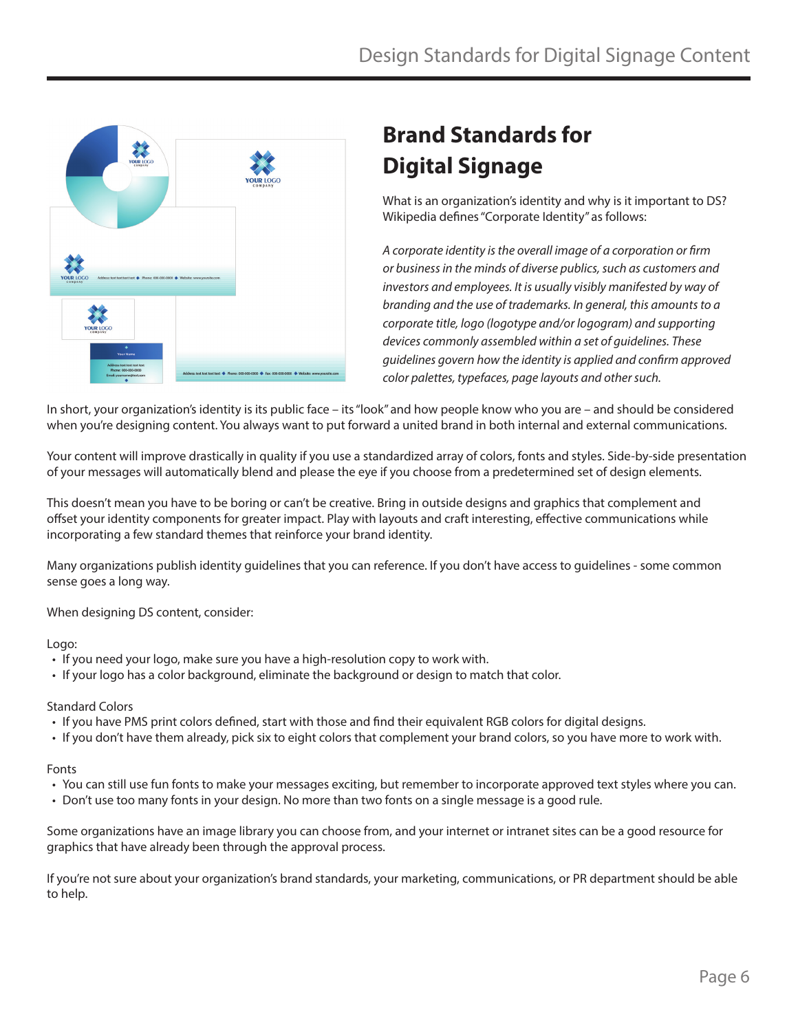## Brand Standards for Digital Signage

What is an organization's identity and why is it important to DS? Wikipedia defines "Corporate Identity" as follows:

*A corporate identity is the overall image of a corporation or firm or business in the minds of diverse publics, such as customers and investors and employees. It is usually visibly manifested by way of branding and the use of trademarks. In general, this amounts to a corporate title, logo (logotype and/or logogram) and supporting devices commonly assembled within a set of guidelines. These guidelines govern how the identity is applied and confirm approved color palettes, typefaces, page layouts and other such.*

In short, your organization's identity is its public face – its "look" and how people know who you are – and should be considered when you're designing content. You always want to put forward a united brand in both internal and external communications.

Your content will improve drastically in quality if you use a standardized array of colors, fonts and styles. Side-by-side presentation of your messages will automatically blend and please the eye if you choose from a predetermined set of design elements.

This doesn't mean you have to be boring or can't be creative. Bring in outside designs and graphics that complement and offset your identity components for greater impact. Play with layouts and craft interesting, effective communications while incorporating a few standard themes that reinforce your brand identity.

Many organizations publish identity guidelines that you can reference. If you don't have access to guidelines - some common sense goes a long way.

When designing DS content, consider:

Logo:
- If you need your logo, make sure you have a high-resolution copy to work with.
- If your logo has a color background, eliminate the background or design to match that color.

Standard Colors
- If you have PMS print colors defined, start with those and find their equivalent RGB colors for digital designs.
- If you don't have them already, pick six to eight colors that complement your brand colors, so you have more to work with.

Fonts
- You can still use fun fonts to make your messages exciting, but remember to incorporate approved text styles where you can.
- Don't use too many fonts in your design. No more than two fonts on a single message is a good rule.

Some organizations have an image library you can choose from, and your internet or intranet sites can be a good resource for graphics that have already been through the approval process.

If you're not sure about your organization's brand standards, your marketing, communications, or PR department should be able to help.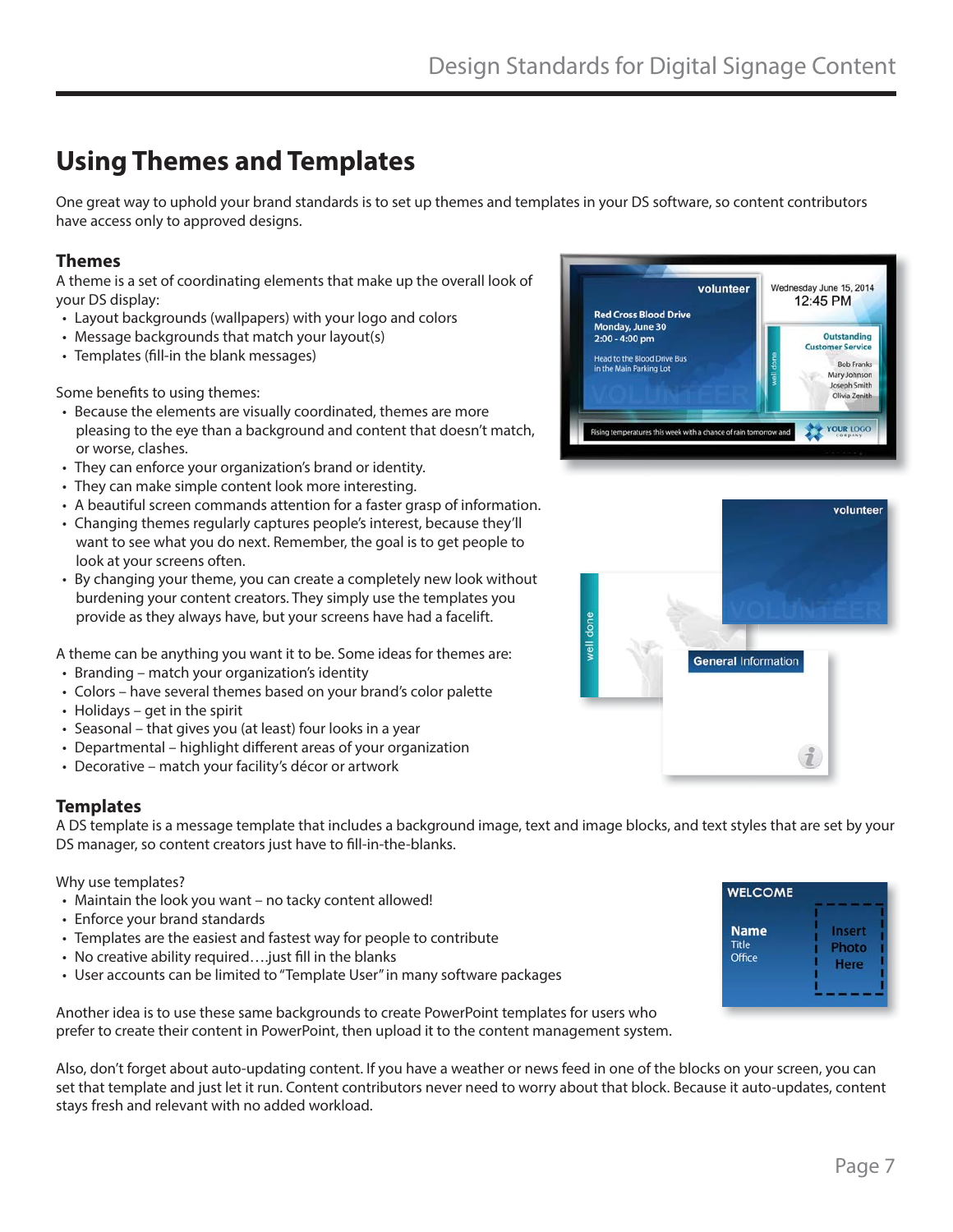# Using Themes and Templates

One great way to uphold your brand standards is to set up themes and templates in your DS software, so content contributors have access only to approved designs.

## Themes

A theme is a set of coordinating elements that make up the overall look of your DS display:

- Layout backgrounds (wallpapers) with your logo and colors
- Message backgrounds that match your layout(s)
- Templates (fill-in the blank messages)

Some benefits to using themes:

- Because the elements are visually coordinated, themes are more pleasing to the eye than a background and content that doesn't match, or worse, clashes.
- They can enforce your organization's brand or identity.
- They can make simple content look more interesting.
- A beautiful screen commands attention for a faster grasp of information.
- Changing themes regularly captures people's interest, because they'll want to see what you do next. Remember, the goal is to get people to look at your screens often.
- By changing your theme, you can create a completely new look without burdening your content creators. They simply use the templates you provide as they always have, but your screens have had a facelift.

A theme can be anything you want it to be. Some ideas for themes are:

- Branding – match your organization's identity
- Colors – have several themes based on your brand's color palette
- Holidays – get in the spirit
- Seasonal – that gives you (at least) four looks in a year
- Departmental – highlight different areas of your organization
- Decorative – match your facility's décor or artwork

## Templates

A DS template is a message template that includes a background image, text and image blocks, and text styles that are set by your DS manager, so content creators just have to fill-in-the-blanks.

Why use templates?

- Maintain the look you want – no tacky content allowed!
- Enforce your brand standards
- Templates are the easiest and fastest way for people to contribute
- No creative ability required….just fill in the blanks
- User accounts can be limited to "Template User" in many software packages

Another idea is to use these same backgrounds to create PowerPoint templates for users who prefer to create their content in PowerPoint, then upload it to the content management system.

Also, don't forget about auto-updating content. If you have a weather or news feed in one of the blocks on your screen, you can set that template and just let it run. Content contributors never need to worry about that block. Because it auto-updates, content stays fresh and relevant with no added workload.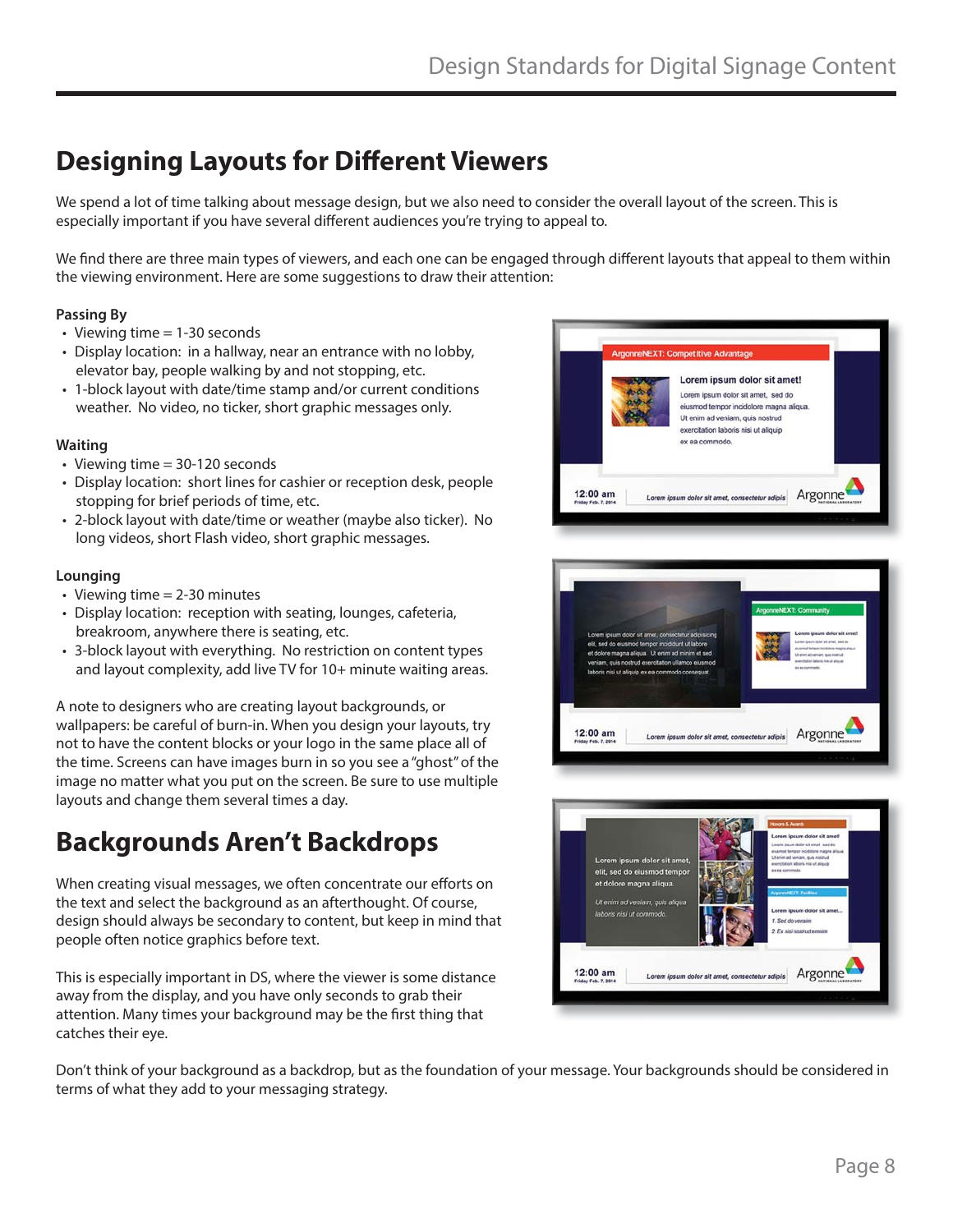## Designing Layouts for Different Viewers

We spend a lot of time talking about message design, but we also need to consider the overall layout of the screen. This is especially important if you have several different audiences you're trying to appeal to.

We find there are three main types of viewers, and each one can be engaged through different layouts that appeal to them within the viewing environment. Here are some suggestions to draw their attention:

**Passing By**

- Viewing time = 1-30 seconds
- Display location: in a hallway, near an entrance with no lobby, elevator bay, people walking by and not stopping, etc.
- 1-block layout with date/time stamp and/or current conditions weather. No video, no ticker, short graphic messages only.

**Waiting**

- Viewing time = 30-120 seconds
- Display location: short lines for cashier or reception desk, people stopping for brief periods of time, etc.
- 2-block layout with date/time or weather (maybe also ticker). No long videos, short Flash video, short graphic messages.

**Lounging**

- Viewing time = 2-30 minutes
- Display location: reception with seating, lounges, cafeteria, breakroom, anywhere there is seating, etc.
- 3-block layout with everything. No restriction on content types and layout complexity, add live TV for 10+ minute waiting areas.

A note to designers who are creating layout backgrounds, or wallpapers: be careful of burn-in. When you design your layouts, try not to have the content blocks or your logo in the same place all of the time. Screens can have images burn in so you see a "ghost" of the image no matter what you put on the screen. Be sure to use multiple layouts and change them several times a day.

## Backgrounds Aren't Backdrops

When creating visual messages, we often concentrate our efforts on the text and select the background as an afterthought. Of course, design should always be secondary to content, but keep in mind that people often notice graphics before text.

This is especially important in DS, where the viewer is some distance away from the display, and you have only seconds to grab their attention. Many times your background may be the first thing that catches their eye.

Don't think of your background as a backdrop, but as the foundation of your message. Your backgrounds should be considered in terms of what they add to your messaging strategy.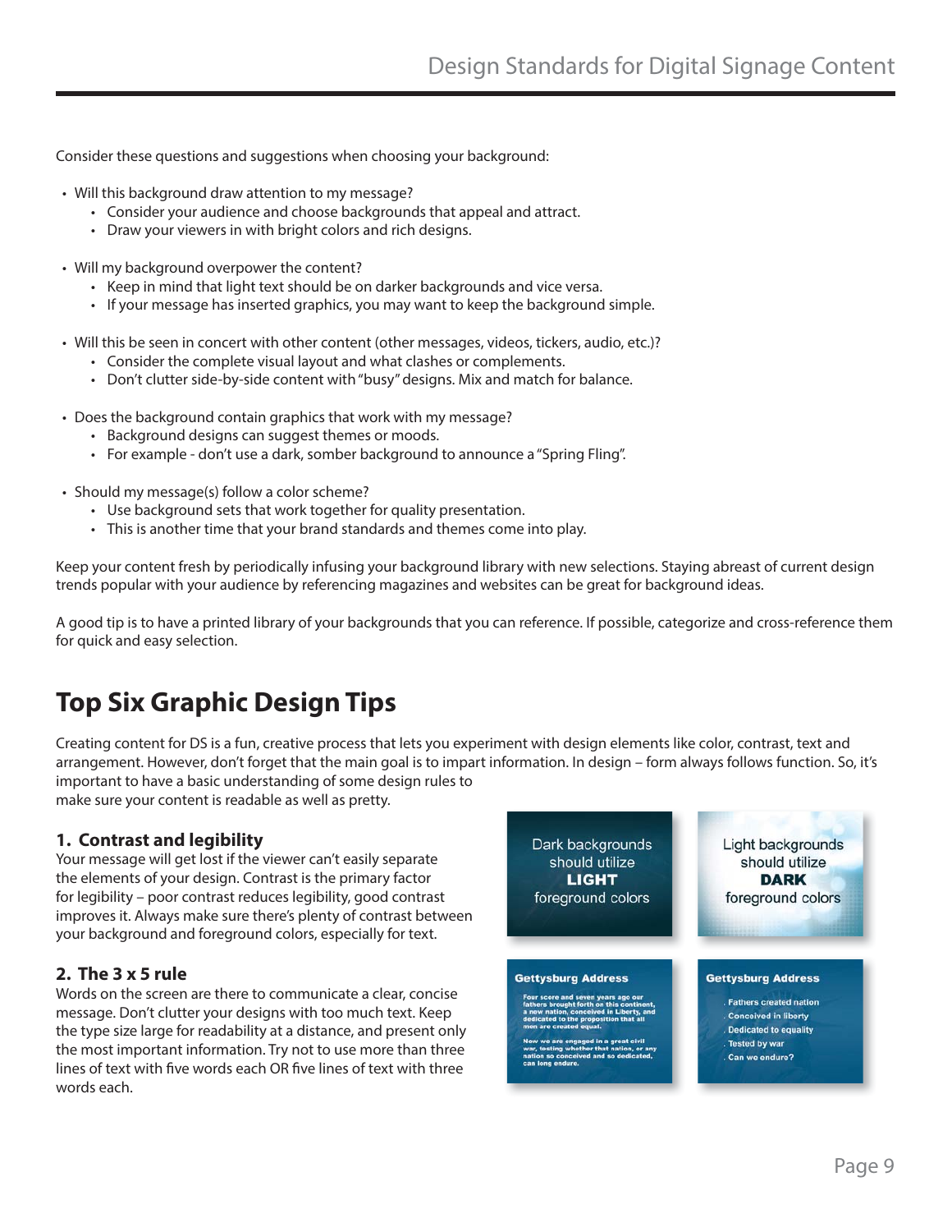Consider these questions and suggestions when choosing your background:

- Will this background draw attention to my message?
  - Consider your audience and choose backgrounds that appeal and attract.
  - Draw your viewers in with bright colors and rich designs.
- Will my background overpower the content?
  - Keep in mind that light text should be on darker backgrounds and vice versa.
  - If your message has inserted graphics, you may want to keep the background simple.
- Will this be seen in concert with other content (other messages, videos, tickers, audio, etc.)?
  - Consider the complete visual layout and what clashes or complements.
  - Don't clutter side-by-side content with "busy" designs. Mix and match for balance.
- Does the background contain graphics that work with my message?
  - Background designs can suggest themes or moods.
  - For example - don't use a dark, somber background to announce a "Spring Fling".
- Should my message(s) follow a color scheme?
  - Use background sets that work together for quality presentation.
  - This is another time that your brand standards and themes come into play.

Keep your content fresh by periodically infusing your background library with new selections. Staying abreast of current design trends popular with your audience by referencing magazines and websites can be great for background ideas.

A good tip is to have a printed library of your backgrounds that you can reference. If possible, categorize and cross-reference them for quick and easy selection.

## Top Six Graphic Design Tips

Creating content for DS is a fun, creative process that lets you experiment with design elements like color, contrast, text and arrangement. However, don't forget that the main goal is to impart information. In design – form always follows function. So, it's important to have a basic understanding of some design rules to make sure your content is readable as well as pretty.

### 1. Contrast and legibility

Your message will get lost if the viewer can't easily separate the elements of your design. Contrast is the primary factor for legibility – poor contrast reduces legibility, good contrast improves it. Always make sure there's plenty of contrast between your background and foreground colors, especially for text.

Dark backgrounds should utilize **LIGHT** foreground colors

Light backgrounds should utilize **DARK** foreground colors

### 2. The 3 x 5 rule

Words on the screen are there to communicate a clear, concise message. Don't clutter your designs with too much text. Keep the type size large for readability at a distance, and present only the most important information. Try not to use more than three lines of text with five words each OR five lines of text with three words each.

**Gettysburg Address**

Four score and seven years ago our fathers brought forth on this continent, a new nation, conceived in Liberty, and dedicated to the proposition that all men are created equal.

Now we are engaged in a great civil war, testing whether that nation, or any nation so conceived and so dedicated, can long endure.

**Gettysburg Address**

- Fathers created nation
- Conceived in liberty
- Dedicated to equality
- Tested by war
- Can we endure?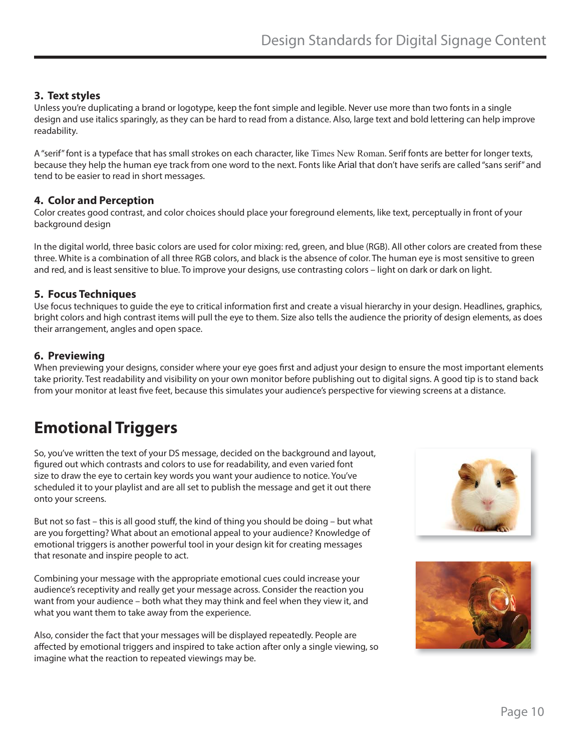### 3. Text styles

Unless you're duplicating a brand or logotype, keep the font simple and legible. Never use more than two fonts in a single design and use italics sparingly, as they can be hard to read from a distance. Also, large text and bold lettering can help improve readability.

A "serif" font is a typeface that has small strokes on each character, like Times New Roman. Serif fonts are better for longer texts, because they help the human eye track from one word to the next. Fonts like Arial that don't have serifs are called "sans serif" and tend to be easier to read in short messages.

### 4. Color and Perception

Color creates good contrast, and color choices should place your foreground elements, like text, perceptually in front of your background design

In the digital world, three basic colors are used for color mixing: red, green, and blue (RGB). All other colors are created from these three. White is a combination of all three RGB colors, and black is the absence of color. The human eye is most sensitive to green and red, and is least sensitive to blue. To improve your designs, use contrasting colors – light on dark or dark on light.

### 5. Focus Techniques

Use focus techniques to guide the eye to critical information first and create a visual hierarchy in your design. Headlines, graphics, bright colors and high contrast items will pull the eye to them. Size also tells the audience the priority of design elements, as does their arrangement, angles and open space.

### 6. Previewing

When previewing your designs, consider where your eye goes first and adjust your design to ensure the most important elements take priority. Test readability and visibility on your own monitor before publishing out to digital signs. A good tip is to stand back from your monitor at least five feet, because this simulates your audience's perspective for viewing screens at a distance.

## Emotional Triggers

So, you've written the text of your DS message, decided on the background and layout, figured out which contrasts and colors to use for readability, and even varied font size to draw the eye to certain key words you want your audience to notice. You've scheduled it to your playlist and are all set to publish the message and get it out there onto your screens.

But not so fast – this is all good stuff, the kind of thing you should be doing – but what are you forgetting? What about an emotional appeal to your audience? Knowledge of emotional triggers is another powerful tool in your design kit for creating messages that resonate and inspire people to act.

Combining your message with the appropriate emotional cues could increase your audience's receptivity and really get your message across. Consider the reaction you want from your audience – both what they may think and feel when they view it, and what you want them to take away from the experience.

Also, consider the fact that your messages will be displayed repeatedly. People are affected by emotional triggers and inspired to take action after only a single viewing, so imagine what the reaction to repeated viewings may be.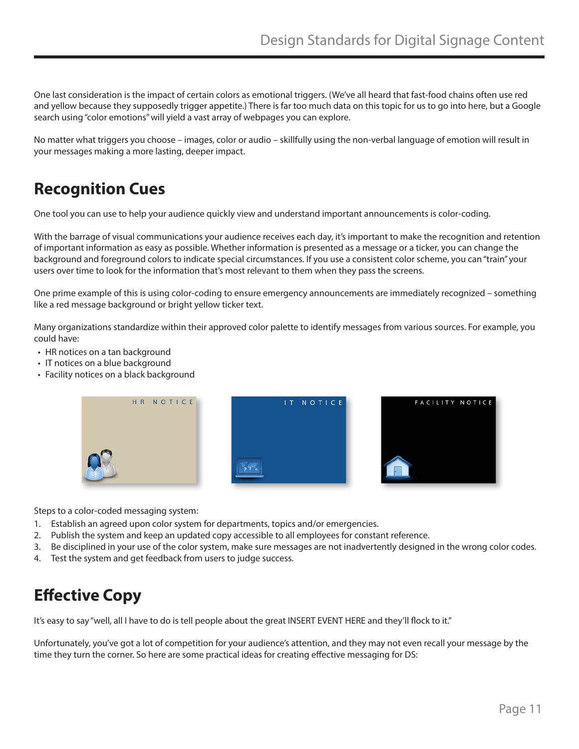One last consideration is the impact of certain colors as emotional triggers. (We've all heard that fast-food chains often use red and yellow because they supposedly trigger appetite.) There is far too much data on this topic for us to go into here, but a Google search using "color emotions" will yield a vast array of webpages you can explore.

No matter what triggers you choose – images, color or audio – skillfully using the non-verbal language of emotion will result in your messages making a more lasting, deeper impact.

## Recognition Cues

One tool you can use to help your audience quickly view and understand important announcements is color-coding.

With the barrage of visual communications your audience receives each day, it's important to make the recognition and retention of important information as easy as possible. Whether information is presented as a message or a ticker, you can change the background and foreground colors to indicate special circumstances. If you use a consistent color scheme, you can "train" your users over time to look for the information that's most relevant to them when they pass the screens.

One prime example of this is using color-coding to ensure emergency announcements are immediately recognized – something like a red message background or bright yellow ticker text.

Many organizations standardize within their approved color palette to identify messages from various sources. For example, you could have:

- HR notices on a tan background
- IT notices on a blue background
- Facility notices on a black background

Steps to a color-coded messaging system:

1. Establish an agreed upon color system for departments, topics and/or emergencies.
2. Publish the system and keep an updated copy accessible to all employees for constant reference.
3. Be disciplined in your use of the color system, make sure messages are not inadvertently designed in the wrong color codes.
4. Test the system and get feedback from users to judge success.

## Effective Copy

It's easy to say "well, all I have to do is tell people about the great INSERT EVENT HERE and they'll flock to it."

Unfortunately, you've got a lot of competition for your audience's attention, and they may not even recall your message by the time they turn the corner. So here are some practical ideas for creating effective messaging for DS: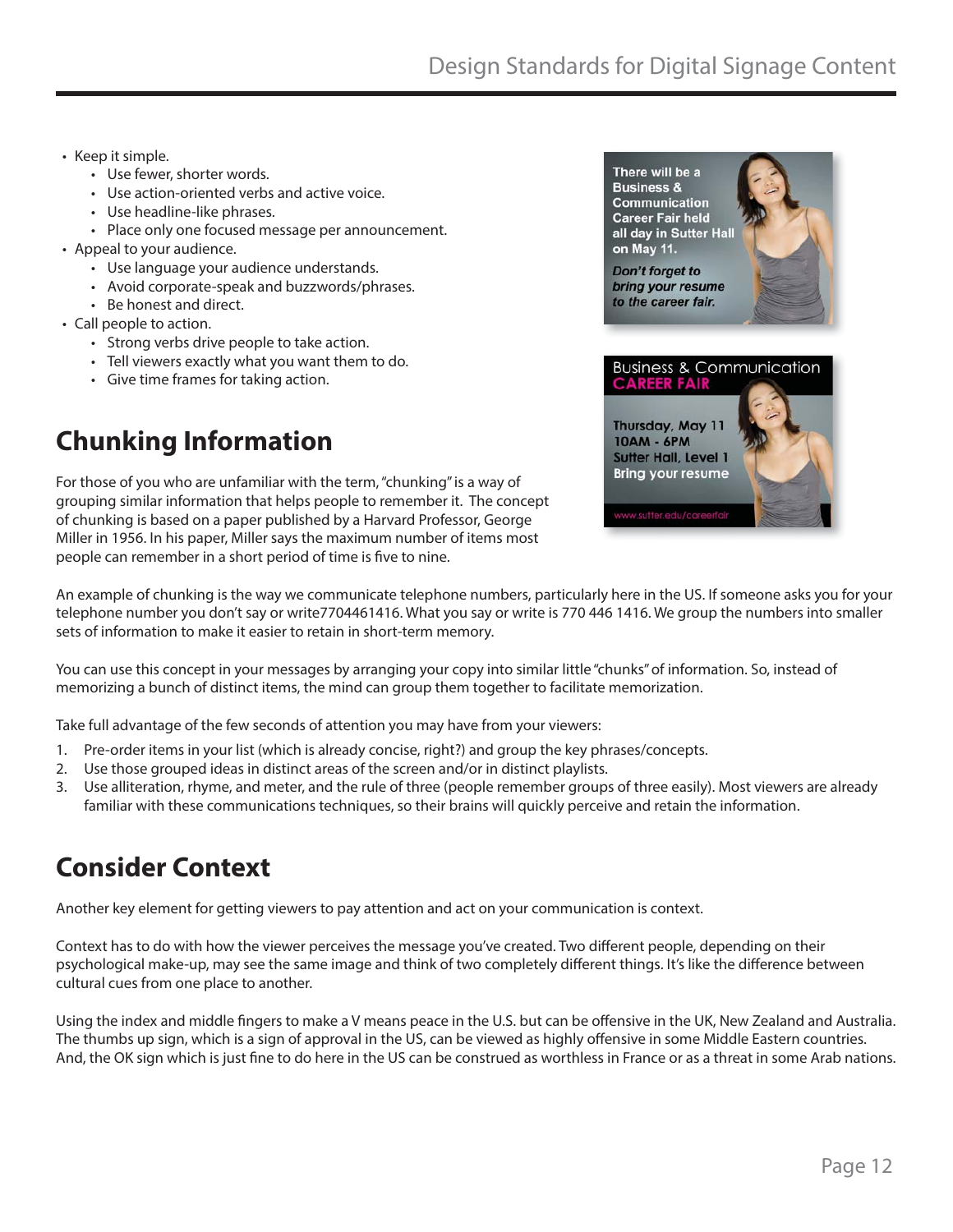- Keep it simple.
  - Use fewer, shorter words.
  - Use action-oriented verbs and active voice.
  - Use headline-like phrases.
  - Place only one focused message per announcement.
- Appeal to your audience.
  - Use language your audience understands.
  - Avoid corporate-speak and buzzwords/phrases.
  - Be honest and direct.
- Call people to action.
  - Strong verbs drive people to take action.
  - Tell viewers exactly what you want them to do.
  - Give time frames for taking action.

## Chunking Information

For those of you who are unfamiliar with the term, "chunking" is a way of grouping similar information that helps people to remember it. The concept of chunking is based on a paper published by a Harvard Professor, George Miller in 1956. In his paper, Miller says the maximum number of items most people can remember in a short period of time is five to nine.

An example of chunking is the way we communicate telephone numbers, particularly here in the US. If someone asks you for your telephone number you don't say or write7704461416. What you say or write is 770 446 1416. We group the numbers into smaller sets of information to make it easier to retain in short-term memory.

You can use this concept in your messages by arranging your copy into similar little "chunks" of information. So, instead of memorizing a bunch of distinct items, the mind can group them together to facilitate memorization.

Take full advantage of the few seconds of attention you may have from your viewers:

1. Pre-order items in your list (which is already concise, right?) and group the key phrases/concepts.
2. Use those grouped ideas in distinct areas of the screen and/or in distinct playlists.
3. Use alliteration, rhyme, and meter, and the rule of three (people remember groups of three easily). Most viewers are already familiar with these communications techniques, so their brains will quickly perceive and retain the information.

## Consider Context

Another key element for getting viewers to pay attention and act on your communication is context.

Context has to do with how the viewer perceives the message you've created. Two different people, depending on their psychological make-up, may see the same image and think of two completely different things. It's like the difference between cultural cues from one place to another.

Using the index and middle fingers to make a V means peace in the U.S. but can be offensive in the UK, New Zealand and Australia. The thumbs up sign, which is a sign of approval in the US, can be viewed as highly offensive in some Middle Eastern countries. And, the OK sign which is just fine to do here in the US can be construed as worthless in France or as a threat in some Arab nations.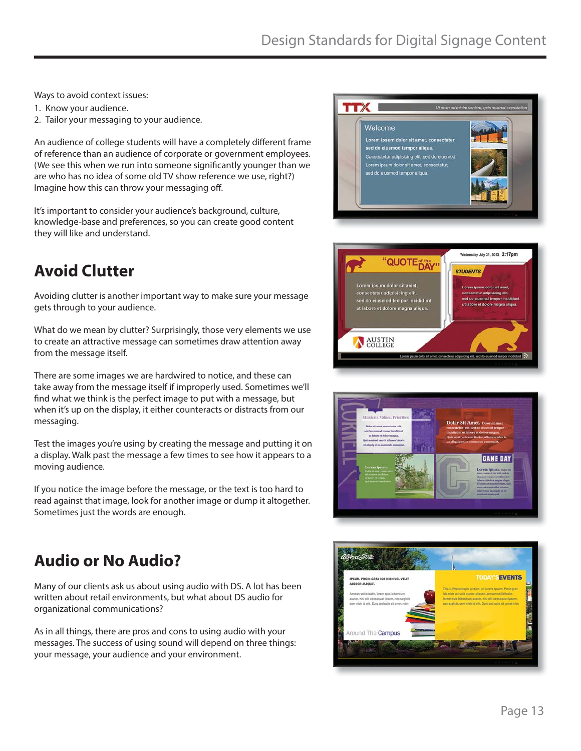Ways to avoid context issues:

1. Know your audience.
2. Tailor your messaging to your audience.

An audience of college students will have a completely different frame of reference than an audience of corporate or government employees. (We see this when we run into someone significantly younger than we are who has no idea of some old TV show reference we use, right?) Imagine how this can throw your messaging off.

It's important to consider your audience's background, culture, knowledge-base and preferences, so you can create good content they will like and understand.

## Avoid Clutter

Avoiding clutter is another important way to make sure your message gets through to your audience.

What do we mean by clutter? Surprisingly, those very elements we use to create an attractive message can sometimes draw attention away from the message itself.

There are some images we are hardwired to notice, and these can take away from the message itself if improperly used. Sometimes we'll find what we think is the perfect image to put with a message, but when it's up on the display, it either counteracts or distracts from our messaging.

Test the images you're using by creating the message and putting it on a display. Walk past the message a few times to see how it appears to a moving audience.

If you notice the image before the message, or the text is too hard to read against that image, look for another image or dump it altogether. Sometimes just the words are enough.

## Audio or No Audio?

Many of our clients ask us about using audio with DS. A lot has been written about retail environments, but what about DS audio for organizational communications?

As in all things, there are pros and cons to using audio with your messages. The success of using sound will depend on three things: your message, your audience and your environment.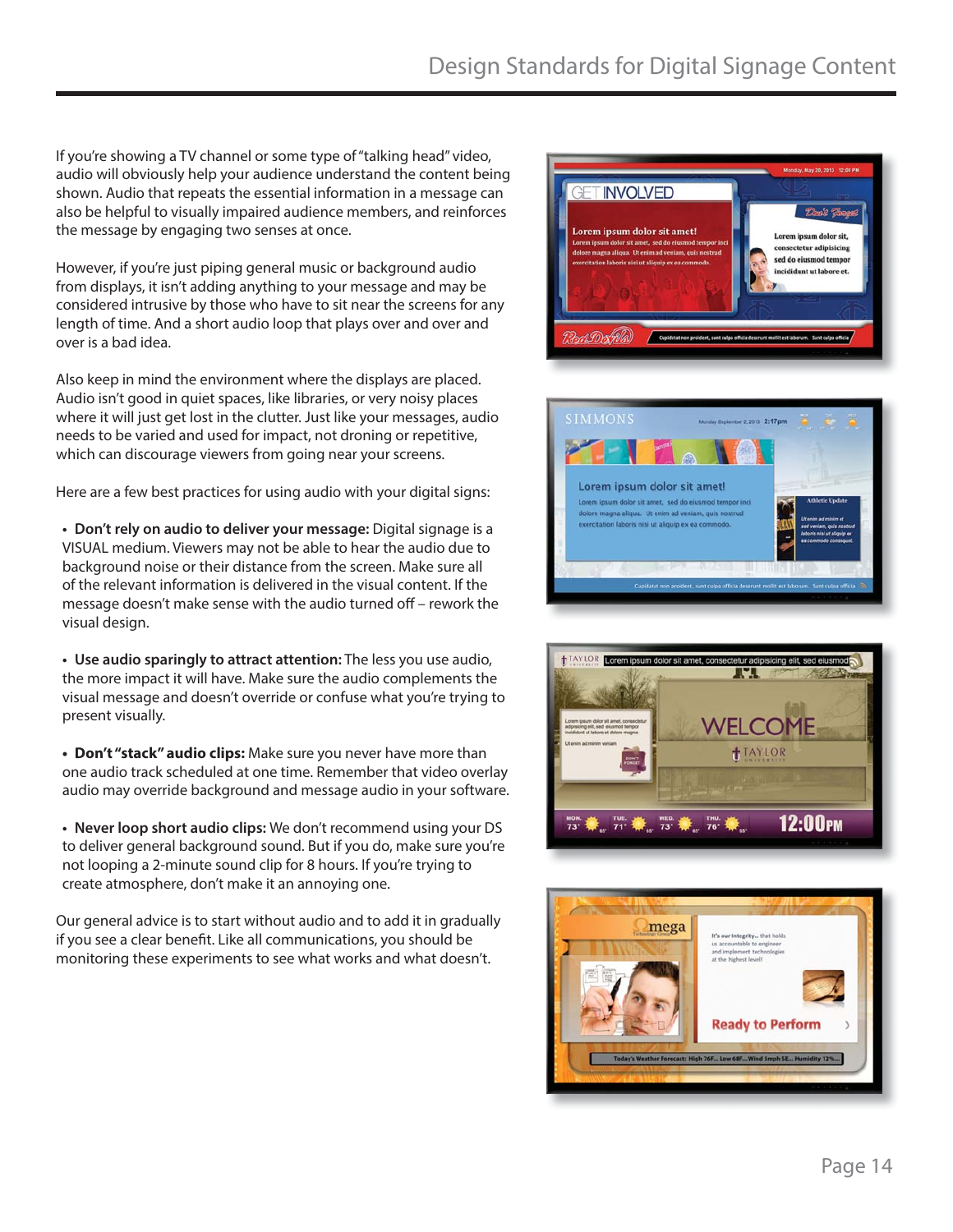If you're showing a TV channel or some type of "talking head" video, audio will obviously help your audience understand the content being shown. Audio that repeats the essential information in a message can also be helpful to visually impaired audience members, and reinforces the message by engaging two senses at once.

However, if you're just piping general music or background audio from displays, it isn't adding anything to your message and may be considered intrusive by those who have to sit near the screens for any length of time. And a short audio loop that plays over and over and over is a bad idea.

Also keep in mind the environment where the displays are placed. Audio isn't good in quiet spaces, like libraries, or very noisy places where it will just get lost in the clutter. Just like your messages, audio needs to be varied and used for impact, not droning or repetitive, which can discourage viewers from going near your screens.

Here are a few best practices for using audio with your digital signs:

- **Don't rely on audio to deliver your message:** Digital signage is a VISUAL medium. Viewers may not be able to hear the audio due to background noise or their distance from the screen. Make sure all of the relevant information is delivered in the visual content. If the message doesn't make sense with the audio turned off – rework the visual design.

- **Use audio sparingly to attract attention:** The less you use audio, the more impact it will have. Make sure the audio complements the visual message and doesn't override or confuse what you're trying to present visually.

- **Don't "stack" audio clips:** Make sure you never have more than one audio track scheduled at one time. Remember that video overlay audio may override background and message audio in your software.

- **Never loop short audio clips:** We don't recommend using your DS to deliver general background sound. But if you do, make sure you're not looping a 2-minute sound clip for 8 hours. If you're trying to create atmosphere, don't make it an annoying one.

Our general advice is to start without audio and to add it in gradually if you see a clear benefit. Like all communications, you should be monitoring these experiments to see what works and what doesn't.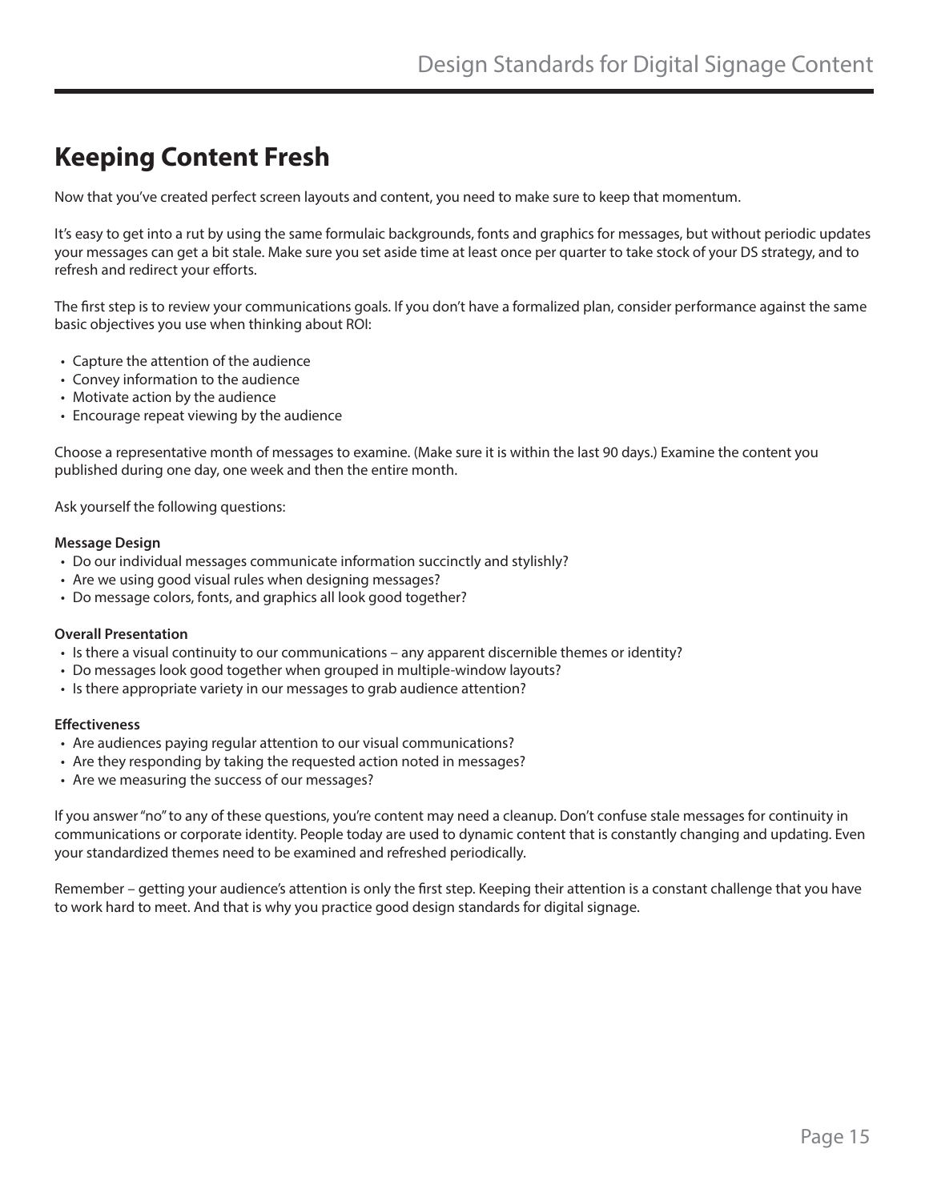## Keeping Content Fresh

Now that you've created perfect screen layouts and content, you need to make sure to keep that momentum.

It's easy to get into a rut by using the same formulaic backgrounds, fonts and graphics for messages, but without periodic updates your messages can get a bit stale. Make sure you set aside time at least once per quarter to take stock of your DS strategy, and to refresh and redirect your efforts.

The first step is to review your communications goals. If you don't have a formalized plan, consider performance against the same basic objectives you use when thinking about ROI:

- Capture the attention of the audience
- Convey information to the audience
- Motivate action by the audience
- Encourage repeat viewing by the audience

Choose a representative month of messages to examine. (Make sure it is within the last 90 days.) Examine the content you published during one day, one week and then the entire month.

Ask yourself the following questions:

**Message Design**

- Do our individual messages communicate information succinctly and stylishly?
- Are we using good visual rules when designing messages?
- Do message colors, fonts, and graphics all look good together?

**Overall Presentation**

- Is there a visual continuity to our communications – any apparent discernible themes or identity?
- Do messages look good together when grouped in multiple-window layouts?
- Is there appropriate variety in our messages to grab audience attention?

**Effectiveness**

- Are audiences paying regular attention to our visual communications?
- Are they responding by taking the requested action noted in messages?
- Are we measuring the success of our messages?

If you answer "no" to any of these questions, you're content may need a cleanup. Don't confuse stale messages for continuity in communications or corporate identity. People today are used to dynamic content that is constantly changing and updating. Even your standardized themes need to be examined and refreshed periodically.

Remember – getting your audience's attention is only the first step. Keeping their attention is a constant challenge that you have to work hard to meet. And that is why you practice good design standards for digital signage.